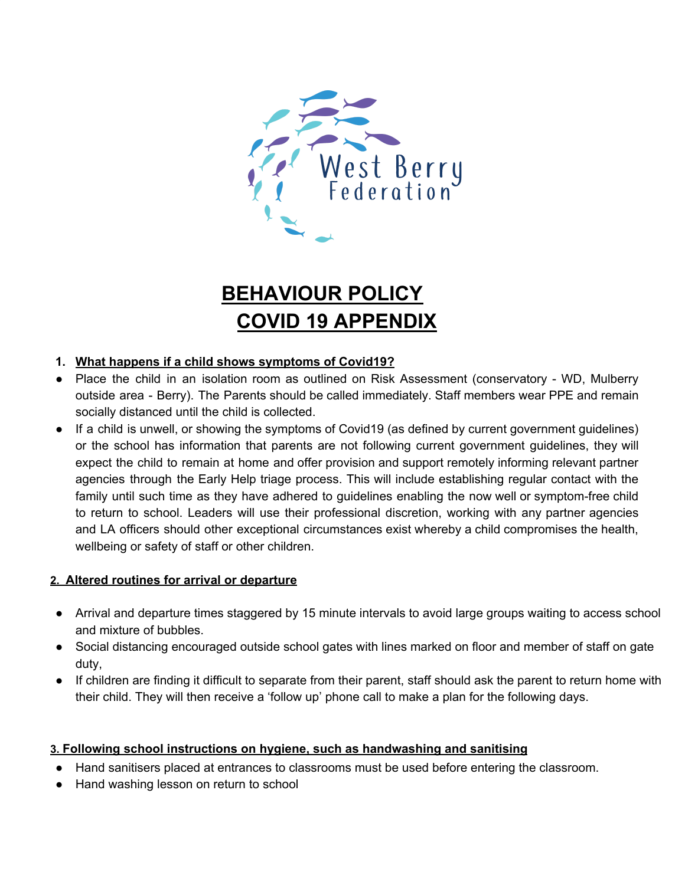West Berry Federation

# BEHAVIOUR POLICY
# COVID 19 APPENDIX

## 1. What happens if a child shows symptoms of Covid19?

- Place the child in an isolation room as outlined on Risk Assessment (conservatory - WD, Mulberry outside area - Berry). The Parents should be called immediately. Staff members wear PPE and remain socially distanced until the child is collected.
- If a child is unwell, or showing the symptoms of Covid19 (as defined by current government guidelines) or the school has information that parents are not following current government guidelines, they will expect the child to remain at home and offer provision and support remotely informing relevant partner agencies through the Early Help triage process. This will include establishing regular contact with the family until such time as they have adhered to guidelines enabling the now well or symptom-free child to return to school. Leaders will use their professional discretion, working with any partner agencies and LA officers should other exceptional circumstances exist whereby a child compromises the health, wellbeing or safety of staff or other children.

## 2. Altered routines for arrival or departure

- Arrival and departure times staggered by 15 minute intervals to avoid large groups waiting to access school and mixture of bubbles.
- Social distancing encouraged outside school gates with lines marked on floor and member of staff on gate duty,
- If children are finding it difficult to separate from their parent, staff should ask the parent to return home with their child. They will then receive a 'follow up' phone call to make a plan for the following days.

## 3. Following school instructions on hygiene, such as handwashing and sanitising

- Hand sanitisers placed at entrances to classrooms must be used before entering the classroom.
- Hand washing lesson on return to school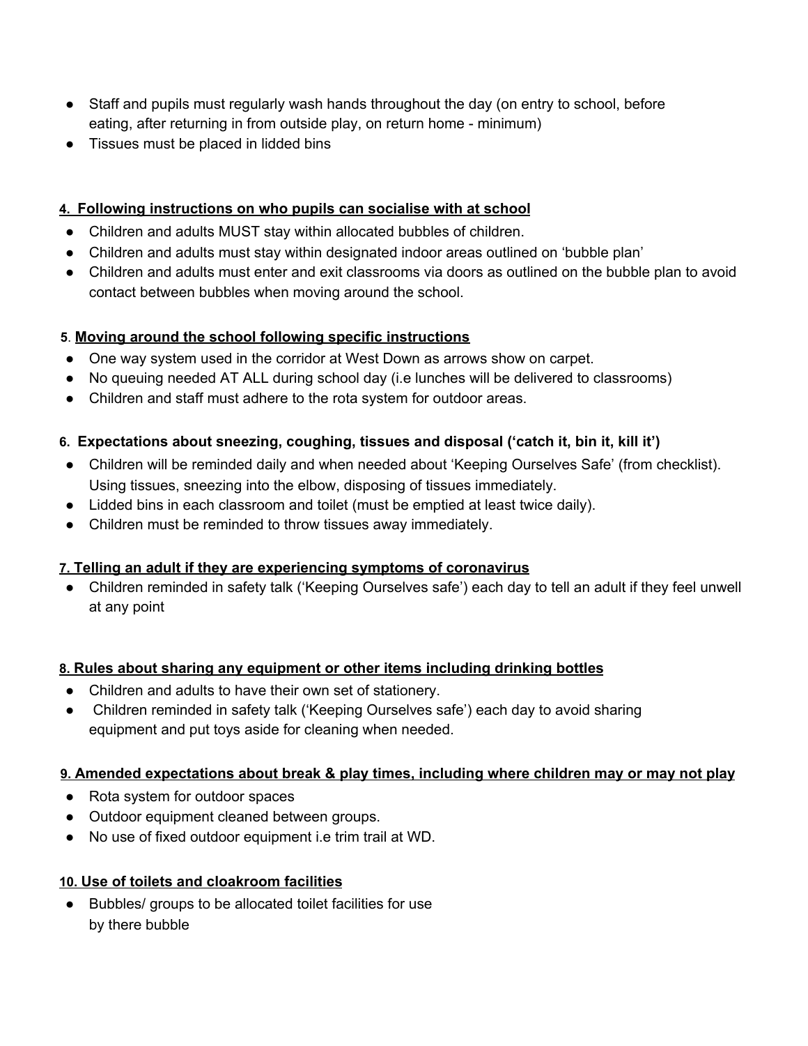- Staff and pupils must regularly wash hands throughout the day (on entry to school, before eating, after returning in from outside play, on return home - minimum)
- Tissues must be placed in lidded bins

**4. Following instructions on who pupils can socialise with at school**

- Children and adults MUST stay within allocated bubbles of children.
- Children and adults must stay within designated indoor areas outlined on 'bubble plan'
- Children and adults must enter and exit classrooms via doors as outlined on the bubble plan to avoid contact between bubbles when moving around the school.

**5. Moving around the school following specific instructions**

- One way system used in the corridor at West Down as arrows show on carpet.
- No queuing needed AT ALL during school day (i.e lunches will be delivered to classrooms)
- Children and staff must adhere to the rota system for outdoor areas.

**6. Expectations about sneezing, coughing, tissues and disposal ('catch it, bin it, kill it')**

- Children will be reminded daily and when needed about 'Keeping Ourselves Safe' (from checklist). Using tissues, sneezing into the elbow, disposing of tissues immediately.
- Lidded bins in each classroom and toilet (must be emptied at least twice daily).
- Children must be reminded to throw tissues away immediately.

**7. Telling an adult if they are experiencing symptoms of coronavirus**

- Children reminded in safety talk ('Keeping Ourselves safe') each day to tell an adult if they feel unwell at any point

**8. Rules about sharing any equipment or other items including drinking bottles**

- Children and adults to have their own set of stationery.
- Children reminded in safety talk ('Keeping Ourselves safe') each day to avoid sharing equipment and put toys aside for cleaning when needed.

**9. Amended expectations about break & play times, including where children may or may not play**

- Rota system for outdoor spaces
- Outdoor equipment cleaned between groups.
- No use of fixed outdoor equipment i.e trim trail at WD.

**10. Use of toilets and cloakroom facilities**

- Bubbles/ groups to be allocated toilet facilities for use by there bubble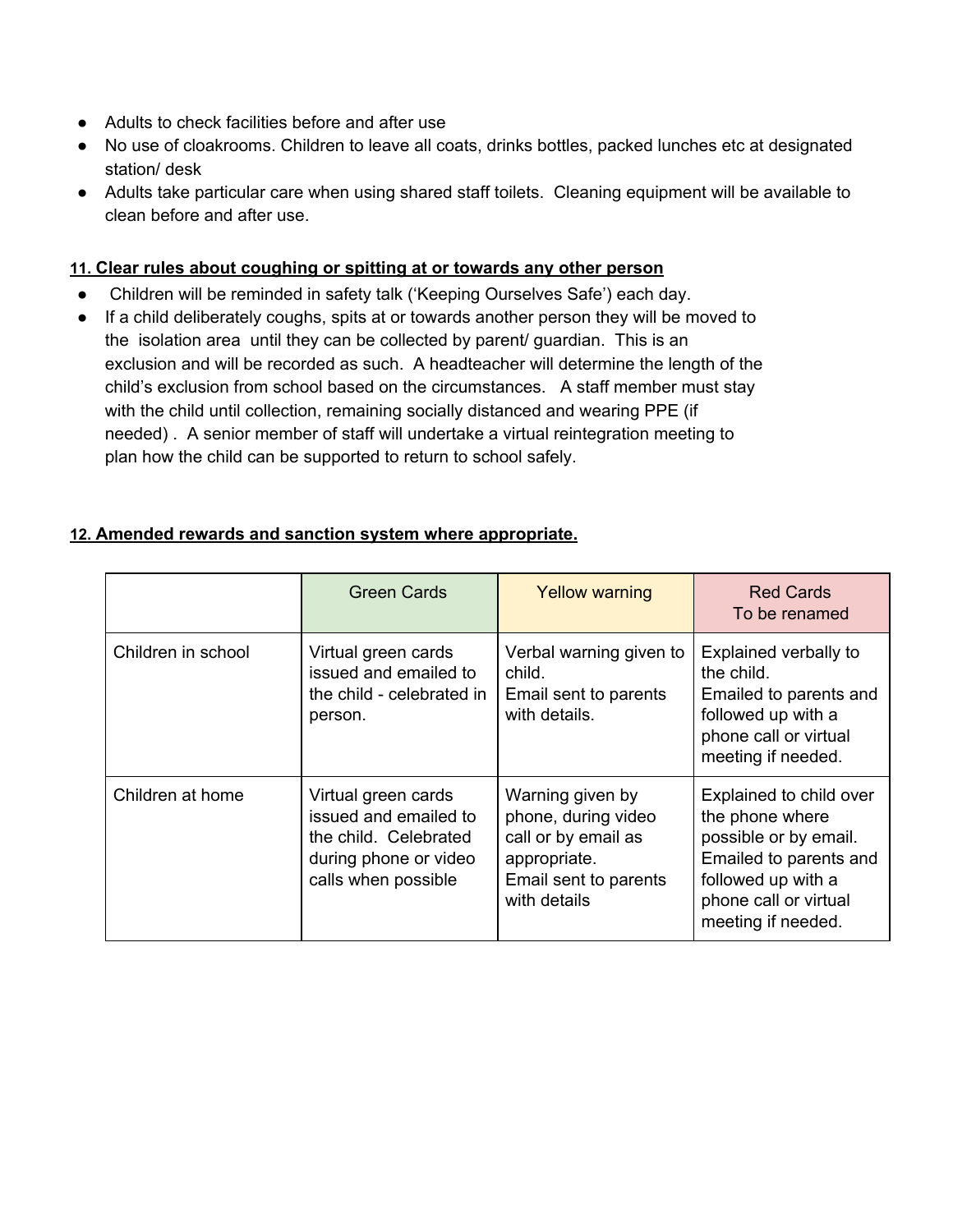- Adults to check facilities before and after use
- No use of cloakrooms. Children to leave all coats, drinks bottles, packed lunches etc at designated station/ desk
- Adults take particular care when using shared staff toilets. Cleaning equipment will be available to clean before and after use.

**11. Clear rules about coughing or spitting at or towards any other person**

- Children will be reminded in safety talk ('Keeping Ourselves Safe') each day.
- If a child deliberately coughs, spits at or towards another person they will be moved to the isolation area until they can be collected by parent/ guardian. This is an exclusion and will be recorded as such. A headteacher will determine the length of the child's exclusion from school based on the circumstances. A staff member must stay with the child until collection, remaining socially distanced and wearing PPE (if needed) . A senior member of staff will undertake a virtual reintegration meeting to plan how the child can be supported to return to school safely.

**12. Amended rewards and sanction system where appropriate.**

| | Green Cards | Yellow warning | Red Cards<br>To be renamed |
|---|---|---|---|
| Children in school | Virtual green cards issued and emailed to the child - celebrated in person. | Verbal warning given to child.<br>Email sent to parents with details. | Explained verbally to the child.<br>Emailed to parents and followed up with a phone call or virtual meeting if needed. |
| Children at home | Virtual green cards issued and emailed to the child. Celebrated during phone or video calls when possible | Warning given by phone, during video call or by email as appropriate.<br>Email sent to parents with details | Explained to child over the phone where possible or by email.<br>Emailed to parents and followed up with a phone call or virtual meeting if needed. |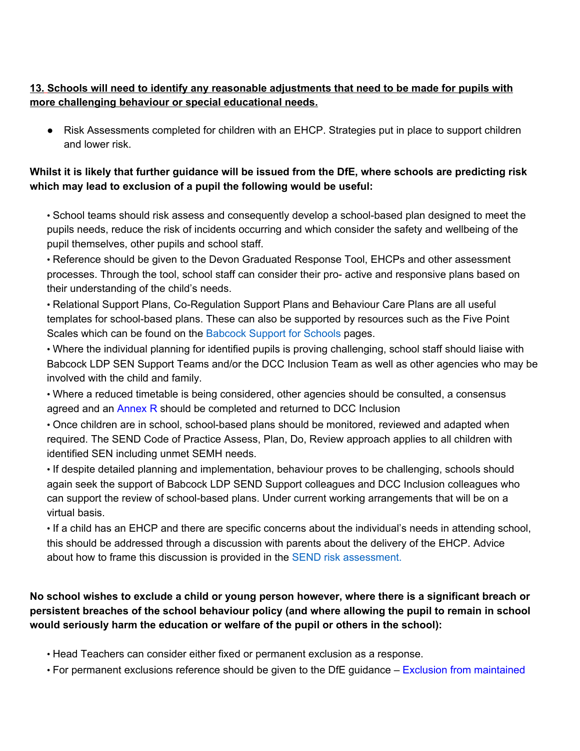**<u>13. Schools will need to identify any reasonable adjustments that need to be made for pupils with more challenging behaviour or special educational needs.</u>**

- Risk Assessments completed for children with an EHCP. Strategies put in place to support children and lower risk.

**Whilst it is likely that further guidance will be issued from the DfE, where schools are predicting risk which may lead to exclusion of a pupil the following would be useful:**

• School teams should risk assess and consequently develop a school-based plan designed to meet the pupils needs, reduce the risk of incidents occurring and which consider the safety and wellbeing of the pupil themselves, other pupils and school staff.

• Reference should be given to the Devon Graduated Response Tool, EHCPs and other assessment processes. Through the tool, school staff can consider their pro- active and responsive plans based on their understanding of the child's needs.

• Relational Support Plans, Co-Regulation Support Plans and Behaviour Care Plans are all useful templates for school-based plans. These can also be supported by resources such as the Five Point Scales which can be found on the Babcock Support for Schools pages.

• Where the individual planning for identified pupils is proving challenging, school staff should liaise with Babcock LDP SEN Support Teams and/or the DCC Inclusion Team as well as other agencies who may be involved with the child and family.

• Where a reduced timetable is being considered, other agencies should be consulted, a consensus agreed and an Annex R should be completed and returned to DCC Inclusion

• Once children are in school, school-based plans should be monitored, reviewed and adapted when required. The SEND Code of Practice Assess, Plan, Do, Review approach applies to all children with identified SEN including unmet SEMH needs.

• If despite detailed planning and implementation, behaviour proves to be challenging, schools should again seek the support of Babcock LDP SEND Support colleagues and DCC Inclusion colleagues who can support the review of school-based plans. Under current working arrangements that will be on a virtual basis.

• If a child has an EHCP and there are specific concerns about the individual's needs in attending school, this should be addressed through a discussion with parents about the delivery of the EHCP. Advice about how to frame this discussion is provided in the SEND risk assessment.

**No school wishes to exclude a child or young person however, where there is a significant breach or persistent breaches of the school behaviour policy (and where allowing the pupil to remain in school would seriously harm the education or welfare of the pupil or others in the school):**

• Head Teachers can consider either fixed or permanent exclusion as a response.

• For permanent exclusions reference should be given to the DfE guidance – Exclusion from maintained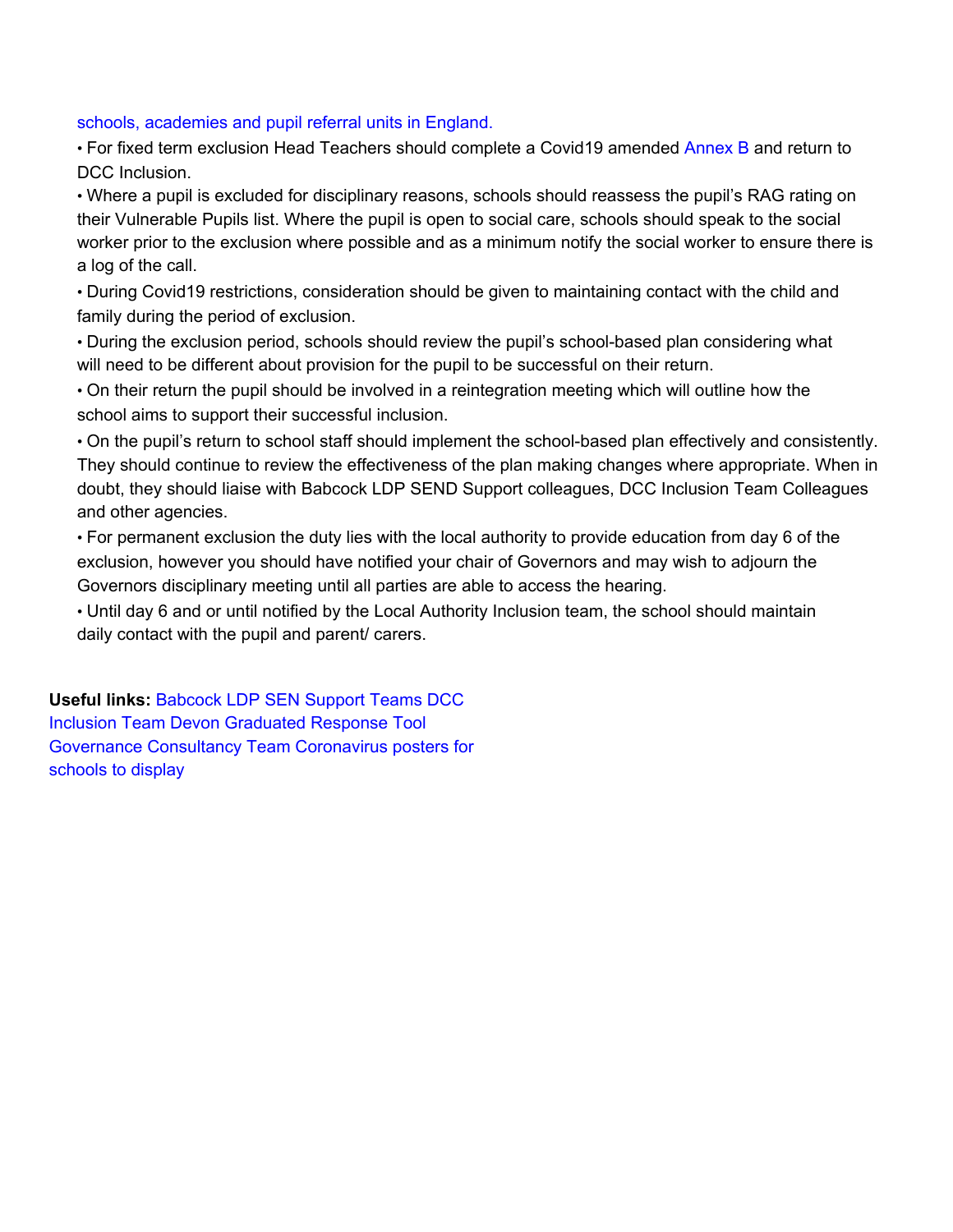schools, academies and pupil referral units in England.

- For fixed term exclusion Head Teachers should complete a Covid19 amended Annex B and return to DCC Inclusion.
- Where a pupil is excluded for disciplinary reasons, schools should reassess the pupil's RAG rating on their Vulnerable Pupils list. Where the pupil is open to social care, schools should speak to the social worker prior to the exclusion where possible and as a minimum notify the social worker to ensure there is a log of the call.
- During Covid19 restrictions, consideration should be given to maintaining contact with the child and family during the period of exclusion.
- During the exclusion period, schools should review the pupil's school-based plan considering what will need to be different about provision for the pupil to be successful on their return.
- On their return the pupil should be involved in a reintegration meeting which will outline how the school aims to support their successful inclusion.
- On the pupil's return to school staff should implement the school-based plan effectively and consistently. They should continue to review the effectiveness of the plan making changes where appropriate. When in doubt, they should liaise with Babcock LDP SEND Support colleagues, DCC Inclusion Team Colleagues and other agencies.
- For permanent exclusion the duty lies with the local authority to provide education from day 6 of the exclusion, however you should have notified your chair of Governors and may wish to adjourn the Governors disciplinary meeting until all parties are able to access the hearing.
- Until day 6 and or until notified by the Local Authority Inclusion team, the school should maintain daily contact with the pupil and parent/ carers.

**Useful links:** Babcock LDP SEN Support Teams DCC Inclusion Team Devon Graduated Response Tool Governance Consultancy Team Coronavirus posters for schools to display